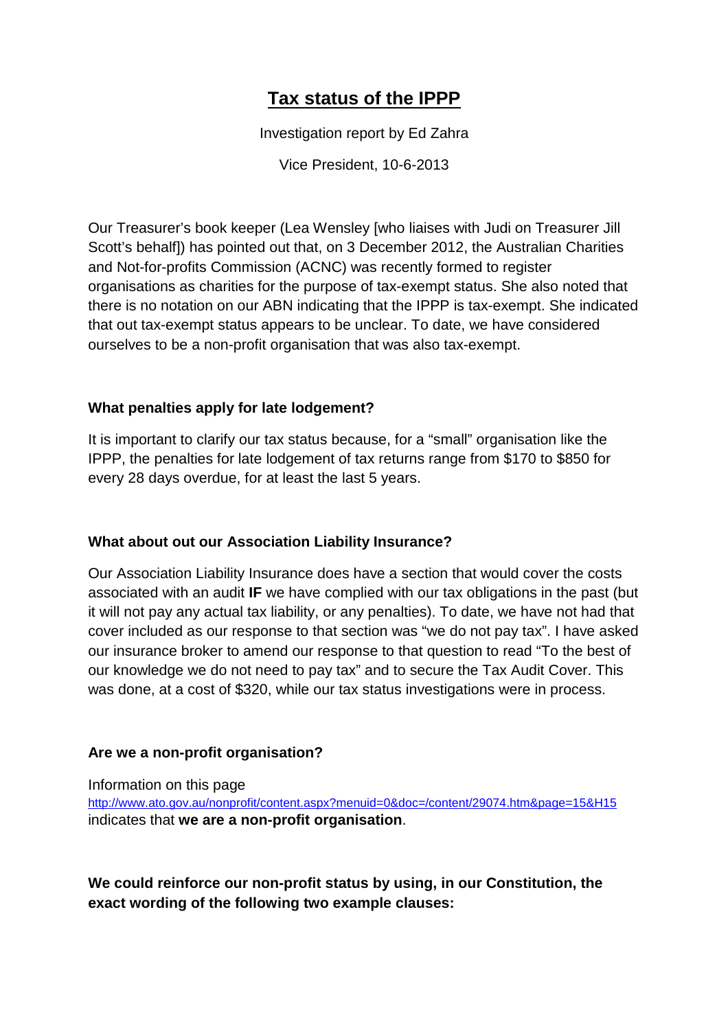# Tax status of the IPPP

Investigation report by Ed Zahra

Vice President, 10-6-2013

Our Treasurer's book keeper (Lea Wensley [who liaises with Judi on Treasurer Jill Scott's behalf]) has pointed out that, on 3 December 2012, the Australian Charities and Not-for-profits Commission (ACNC) was recently formed to register organisations as charities for the purpose of tax-exempt status. She also noted that there is no notation on our ABN indicating that the IPPP is tax-exempt. She indicated that out tax-exempt status appears to be unclear. To date, we have considered ourselves to be a non-profit organisation that was also tax-exempt.

### What penalties apply for late lodgement?

It is important to clarify our tax status because, for a "small" organisation like the IPPP, the penalties for late lodgement of tax returns range from $170 to $850 for every 28 days overdue, for at least the last 5 years.

### What about out our Association Liability Insurance?

Our Association Liability Insurance does have a section that would cover the costs associated with an audit **IF** we have complied with our tax obligations in the past (but it will not pay any actual tax liability, or any penalties). To date, we have not had that cover included as our response to that section was "we do not pay tax". I have asked our insurance broker to amend our response to that question to read "To the best of our knowledge we do not need to pay tax" and to secure the Tax Audit Cover. This was done, at a cost of $320, while our tax status investigations were in process.

### Are we a non-profit organisation?

Information on this page
http://www.ato.gov.au/nonprofit/content.aspx?menuid=0&doc=/content/29074.htm&page=15&H15
indicates that **we are a non-profit organisation**.

**We could reinforce our non-profit status by using, in our Constitution, the exact wording of the following two example clauses:**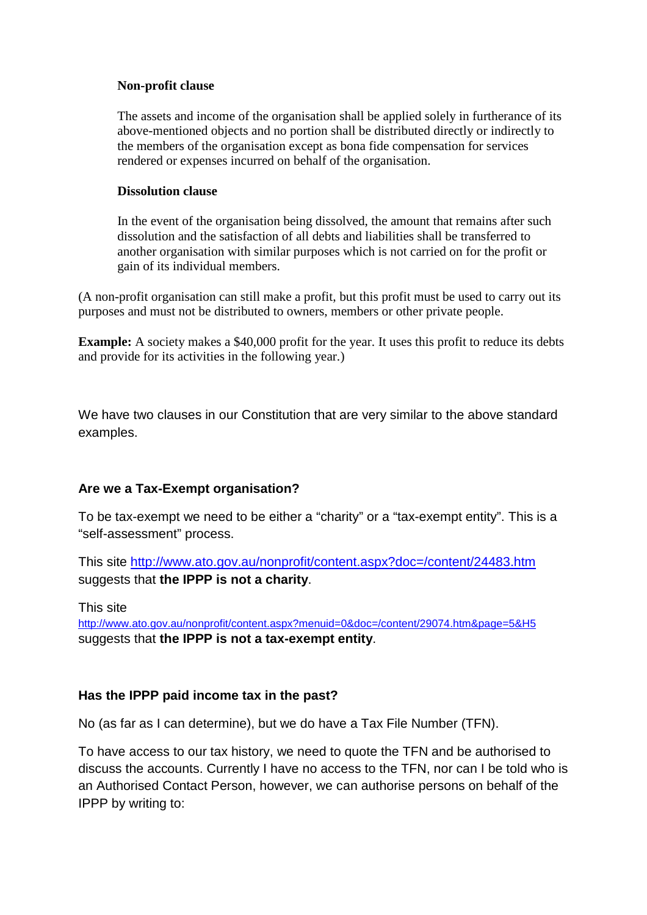**Non-profit clause**

The assets and income of the organisation shall be applied solely in furtherance of its above-mentioned objects and no portion shall be distributed directly or indirectly to the members of the organisation except as bona fide compensation for services rendered or expenses incurred on behalf of the organisation.

**Dissolution clause**

In the event of the organisation being dissolved, the amount that remains after such dissolution and the satisfaction of all debts and liabilities shall be transferred to another organisation with similar purposes which is not carried on for the profit or gain of its individual members.

(A non-profit organisation can still make a profit, but this profit must be used to carry out its purposes and must not be distributed to owners, members or other private people.

**Example:** A society makes a $40,000 profit for the year. It uses this profit to reduce its debts and provide for its activities in the following year.)

We have two clauses in our Constitution that are very similar to the above standard examples.

**Are we a Tax-Exempt organisation?**

To be tax-exempt we need to be either a "charity" or a "tax-exempt entity". This is a "self-assessment" process.

This site http://www.ato.gov.au/nonprofit/content.aspx?doc=/content/24483.htm suggests that **the IPPP is not a charity**.

This site
http://www.ato.gov.au/nonprofit/content.aspx?menuid=0&doc=/content/29074.htm&page=5&H5
suggests that **the IPPP is not a tax-exempt entity**.

**Has the IPPP paid income tax in the past?**

No (as far as I can determine), but we do have a Tax File Number (TFN).

To have access to our tax history, we need to quote the TFN and be authorised to discuss the accounts. Currently I have no access to the TFN, nor can I be told who is an Authorised Contact Person, however, we can authorise persons on behalf of the IPPP by writing to: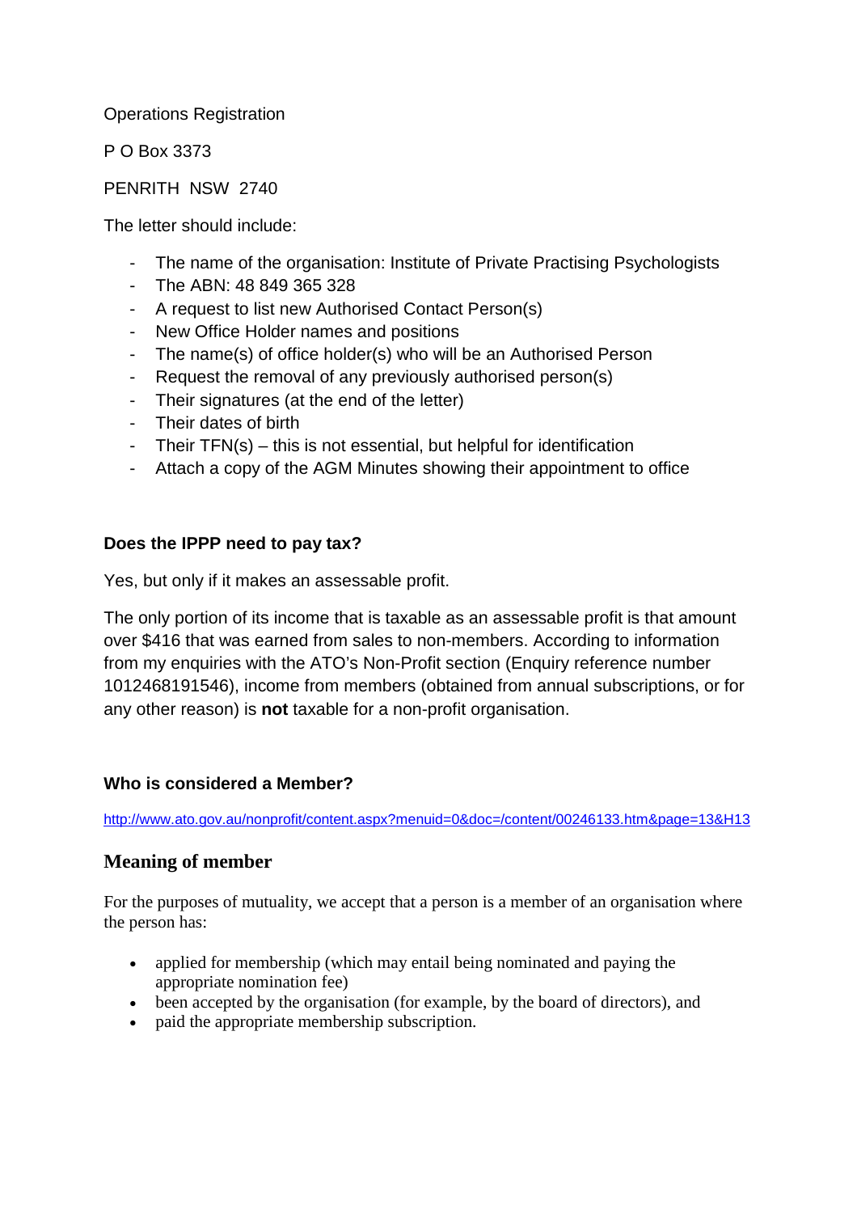Operations Registration

P O Box 3373

PENRITH  NSW  2740

The letter should include:

- The name of the organisation: Institute of Private Practising Psychologists
- The ABN: 48 849 365 328
- A request to list new Authorised Contact Person(s)
- New Office Holder names and positions
- The name(s) of office holder(s) who will be an Authorised Person
- Request the removal of any previously authorised person(s)
- Their signatures (at the end of the letter)
- Their dates of birth
- Their TFN(s) – this is not essential, but helpful for identification
- Attach a copy of the AGM Minutes showing their appointment to office

**Does the IPPP need to pay tax?**

Yes, but only if it makes an assessable profit.

The only portion of its income that is taxable as an assessable profit is that amount over $416 that was earned from sales to non-members. According to information from my enquiries with the ATO's Non-Profit section (Enquiry reference number 1012468191546), income from members (obtained from annual subscriptions, or for any other reason) is **not** taxable for a non-profit organisation.

**Who is considered a Member?**

http://www.ato.gov.au/nonprofit/content.aspx?menuid=0&doc=/content/00246133.htm&page=13&H13

## Meaning of member

For the purposes of mutuality, we accept that a person is a member of an organisation where the person has:

- applied for membership (which may entail being nominated and paying the appropriate nomination fee)
- been accepted by the organisation (for example, by the board of directors), and
- paid the appropriate membership subscription.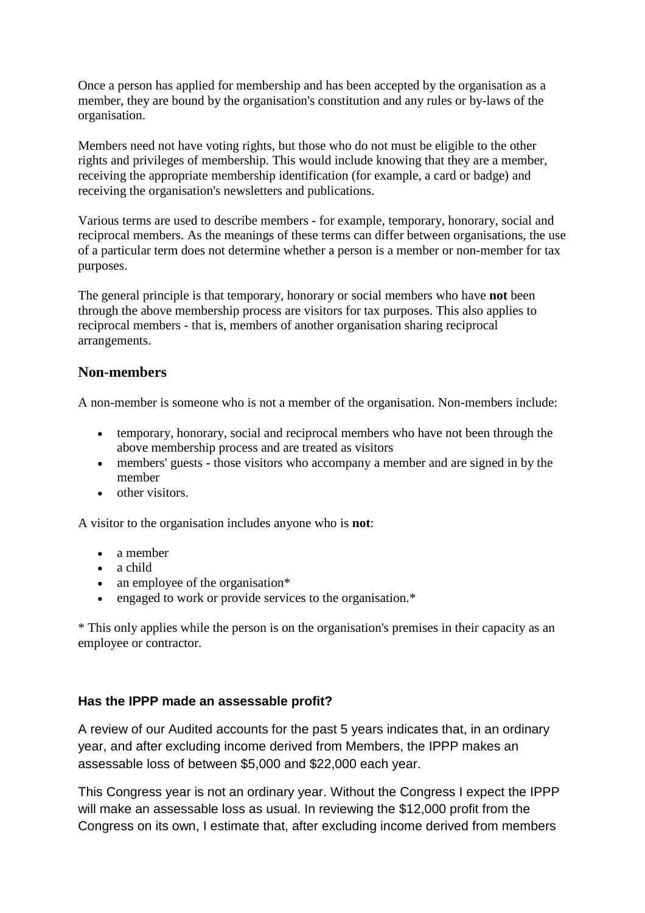Once a person has applied for membership and has been accepted by the organisation as a member, they are bound by the organisation's constitution and any rules or by-laws of the organisation.

Members need not have voting rights, but those who do not must be eligible to the other rights and privileges of membership. This would include knowing that they are a member, receiving the appropriate membership identification (for example, a card or badge) and receiving the organisation's newsletters and publications.

Various terms are used to describe members - for example, temporary, honorary, social and reciprocal members. As the meanings of these terms can differ between organisations, the use of a particular term does not determine whether a person is a member or non-member for tax purposes.

The general principle is that temporary, honorary or social members who have **not** been through the above membership process are visitors for tax purposes. This also applies to reciprocal members - that is, members of another organisation sharing reciprocal arrangements.

## Non-members

A non-member is someone who is not a member of the organisation. Non-members include:

- temporary, honorary, social and reciprocal members who have not been through the above membership process and are treated as visitors
- members' guests - those visitors who accompany a member and are signed in by the member
- other visitors.

A visitor to the organisation includes anyone who is **not**:

- a member
- a child
- an employee of the organisation*
- engaged to work or provide services to the organisation.*

* This only applies while the person is on the organisation's premises in their capacity as an employee or contractor.

### Has the IPPP made an assessable profit?

A review of our Audited accounts for the past 5 years indicates that, in an ordinary year, and after excluding income derived from Members, the IPPP makes an assessable loss of between $5,000 and $22,000 each year.

This Congress year is not an ordinary year. Without the Congress I expect the IPPP will make an assessable loss as usual. In reviewing the $12,000 profit from the Congress on its own, I estimate that, after excluding income derived from members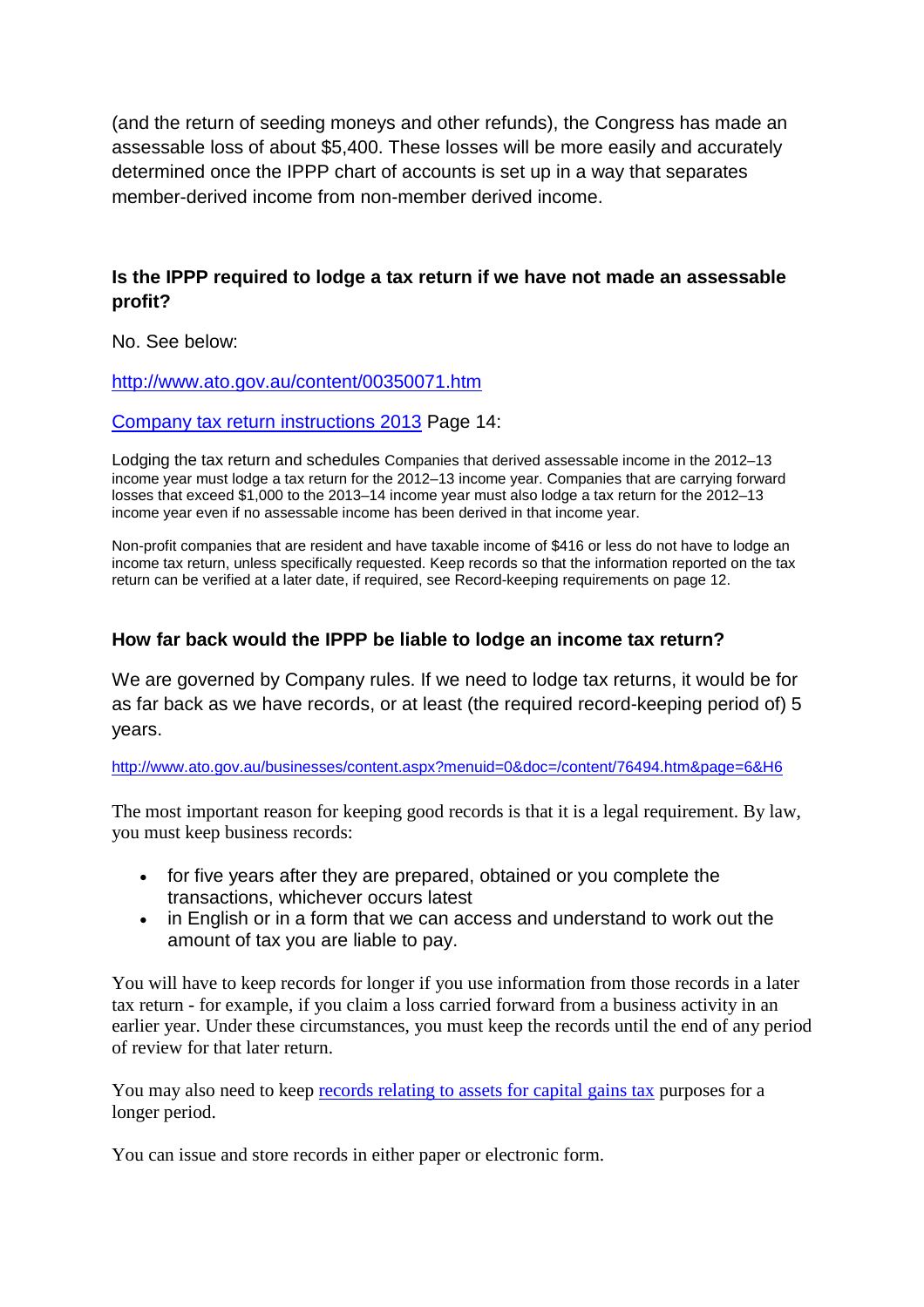(and the return of seeding moneys and other refunds), the Congress has made an assessable loss of about $5,400. These losses will be more easily and accurately determined once the IPPP chart of accounts is set up in a way that separates member-derived income from non-member derived income.

### Is the IPPP required to lodge a tax return if we have not made an assessable profit?

No. See below:

[http://www.ato.gov.au/content/00350071.htm](http://www.ato.gov.au/content/00350071.htm)

Company tax return instructions 2013 Page 14:

Lodging the tax return and schedules Companies that derived assessable income in the 2012–13 income year must lodge a tax return for the 2012–13 income year. Companies that are carrying forward losses that exceed $1,000 to the 2013–14 income year must also lodge a tax return for the 2012–13 income year even if no assessable income has been derived in that income year.

Non-profit companies that are resident and have taxable income of $416 or less do not have to lodge an income tax return, unless specifically requested. Keep records so that the information reported on the tax return can be verified at a later date, if required, see Record-keeping requirements on page 12.

### How far back would the IPPP be liable to lodge an income tax return?

We are governed by Company rules. If we need to lodge tax returns, it would be for as far back as we have records, or at least (the required record-keeping period of) 5 years.

[http://www.ato.gov.au/businesses/content.aspx?menuid=0&doc=/content/76494.htm&page=6&H6](http://www.ato.gov.au/businesses/content.aspx?menuid=0&doc=/content/76494.htm&page=6&H6)

The most important reason for keeping good records is that it is a legal requirement. By law, you must keep business records:

- for five years after they are prepared, obtained or you complete the transactions, whichever occurs latest
- in English or in a form that we can access and understand to work out the amount of tax you are liable to pay.

You will have to keep records for longer if you use information from those records in a later tax return - for example, if you claim a loss carried forward from a business activity in an earlier year. Under these circumstances, you must keep the records until the end of any period of review for that later return.

You may also need to keep records relating to assets for capital gains tax purposes for a longer period.

You can issue and store records in either paper or electronic form.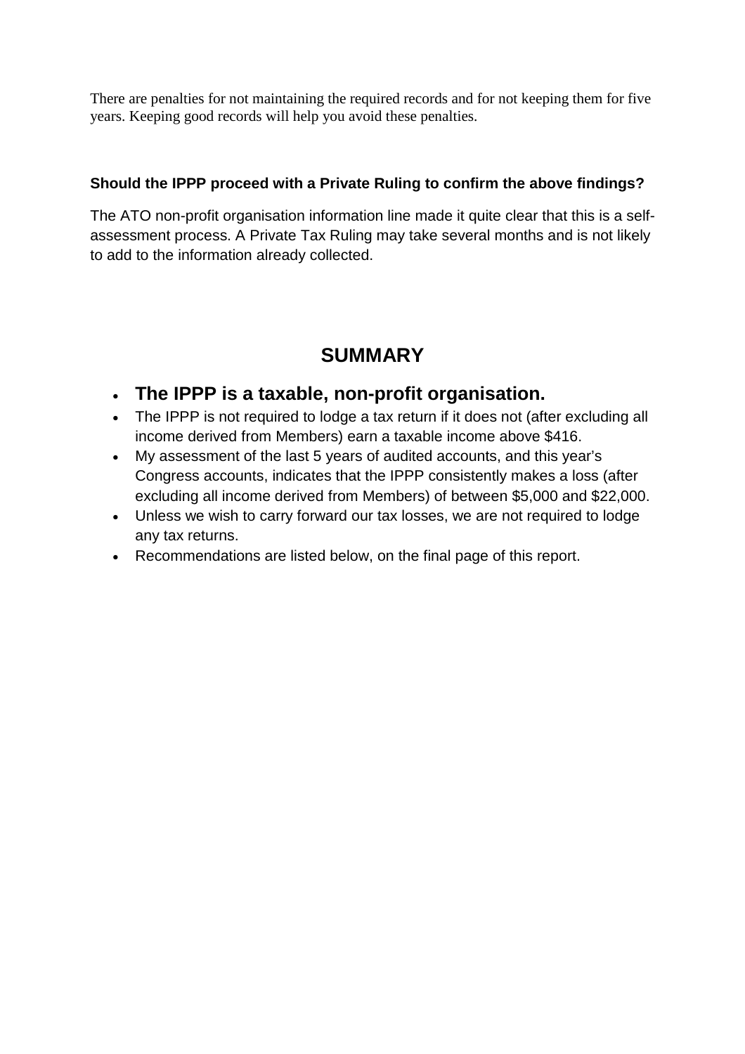There are penalties for not maintaining the required records and for not keeping them for five years. Keeping good records will help you avoid these penalties.

**Should the IPPP proceed with a Private Ruling to confirm the above findings?**

The ATO non-profit organisation information line made it quite clear that this is a self-assessment process. A Private Tax Ruling may take several months and is not likely to add to the information already collected.

## SUMMARY

- **The IPPP is a taxable, non-profit organisation.**
- The IPPP is not required to lodge a tax return if it does not (after excluding all income derived from Members) earn a taxable income above $416.
- My assessment of the last 5 years of audited accounts, and this year's Congress accounts, indicates that the IPPP consistently makes a loss (after excluding all income derived from Members) of between $5,000 and $22,000.
- Unless we wish to carry forward our tax losses, we are not required to lodge any tax returns.
- Recommendations are listed below, on the final page of this report.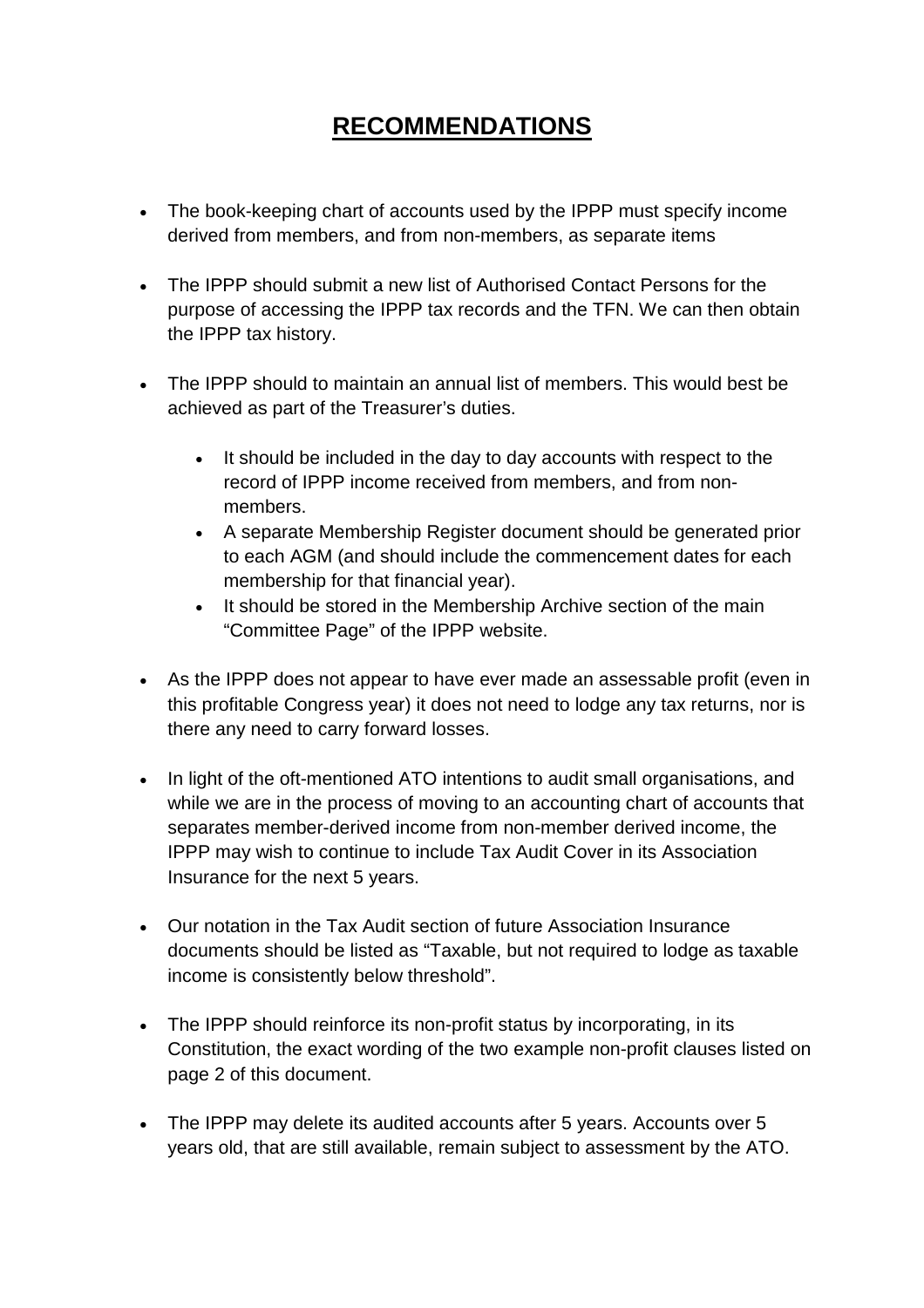# RECOMMENDATIONS

- The book-keeping chart of accounts used by the IPPP must specify income derived from members, and from non-members, as separate items
- The IPPP should submit a new list of Authorised Contact Persons for the purpose of accessing the IPPP tax records and the TFN. We can then obtain the IPPP tax history.
- The IPPP should to maintain an annual list of members. This would best be achieved as part of the Treasurer's duties.
  - It should be included in the day to day accounts with respect to the record of IPPP income received from members, and from non-members.
  - A separate Membership Register document should be generated prior to each AGM (and should include the commencement dates for each membership for that financial year).
  - It should be stored in the Membership Archive section of the main "Committee Page" of the IPPP website.
- As the IPPP does not appear to have ever made an assessable profit (even in this profitable Congress year) it does not need to lodge any tax returns, nor is there any need to carry forward losses.
- In light of the oft-mentioned ATO intentions to audit small organisations, and while we are in the process of moving to an accounting chart of accounts that separates member-derived income from non-member derived income, the IPPP may wish to continue to include Tax Audit Cover in its Association Insurance for the next 5 years.
- Our notation in the Tax Audit section of future Association Insurance documents should be listed as "Taxable, but not required to lodge as taxable income is consistently below threshold".
- The IPPP should reinforce its non-profit status by incorporating, in its Constitution, the exact wording of the two example non-profit clauses listed on page 2 of this document.
- The IPPP may delete its audited accounts after 5 years. Accounts over 5 years old, that are still available, remain subject to assessment by the ATO.